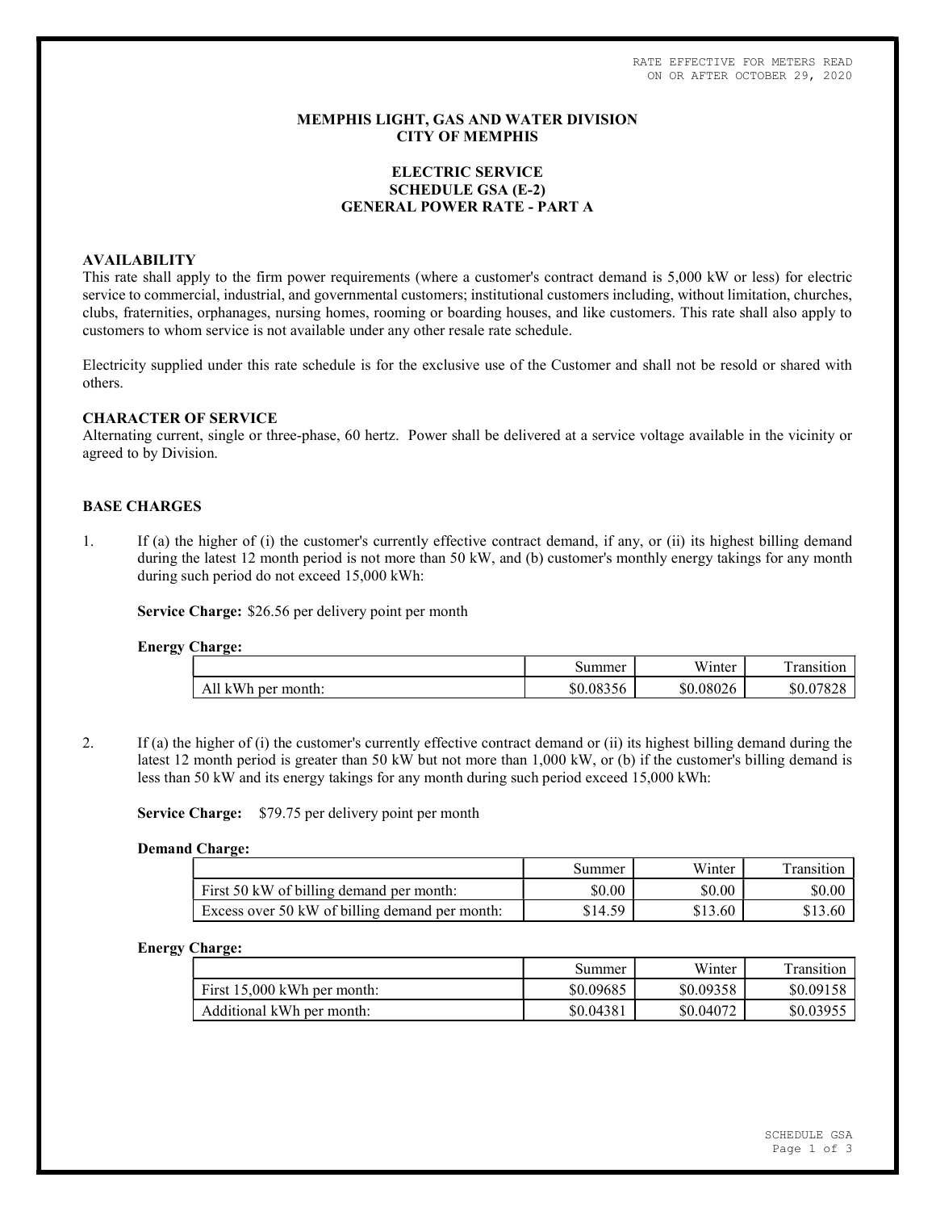RATE EFFECTIVE FOR METERS READ ON OR AFTER OCTOBER 29, 2020

**MEMPHIS LIGHT, GAS AND WATER DIVISION**
**CITY OF MEMPHIS**

**ELECTRIC SERVICE**
**SCHEDULE GSA (E-2)**
**GENERAL POWER RATE - PART A**

## AVAILABILITY

This rate shall apply to the firm power requirements (where a customer's contract demand is 5,000 kW or less) for electric service to commercial, industrial, and governmental customers; institutional customers including, without limitation, churches, clubs, fraternities, orphanages, nursing homes, rooming or boarding houses, and like customers. This rate shall also apply to customers to whom service is not available under any other resale rate schedule.

Electricity supplied under this rate schedule is for the exclusive use of the Customer and shall not be resold or shared with others.

## CHARACTER OF SERVICE

Alternating current, single or three-phase, 60 hertz. Power shall be delivered at a service voltage available in the vicinity or agreed to by Division.

## BASE CHARGES

1. If (a) the higher of (i) the customer's currently effective contract demand, if any, or (ii) its highest billing demand during the latest 12 month period is not more than 50 kW, and (b) customer's monthly energy takings for any month during such period do not exceed 15,000 kWh:

   **Service Charge:** $26.56 per delivery point per month

   **Energy Charge:**

| | Summer | Winter | Transition |
|---|---|---|---|
| All kWh per month: | $0.08356 | $0.08026 | $0.07828 |

2. If (a) the higher of (i) the customer's currently effective contract demand or (ii) its highest billing demand during the latest 12 month period is greater than 50 kW but not more than 1,000 kW, or (b) if the customer's billing demand is less than 50 kW and its energy takings for any month during such period exceed 15,000 kWh:

   **Service Charge:** $79.75 per delivery point per month

   **Demand Charge:**

| | Summer | Winter | Transition |
|---|---|---|---|
| First 50 kW of billing demand per month: | $0.00 | $0.00 | $0.00 |
| Excess over 50 kW of billing demand per month: | $14.59 | $13.60 | $13.60 |

   **Energy Charge:**

| | Summer | Winter | Transition |
|---|---|---|---|
| First 15,000 kWh per month: | $0.09685 | $0.09358 | $0.09158 |
| Additional kWh per month: | $0.04381 | $0.04072 | $0.03955 |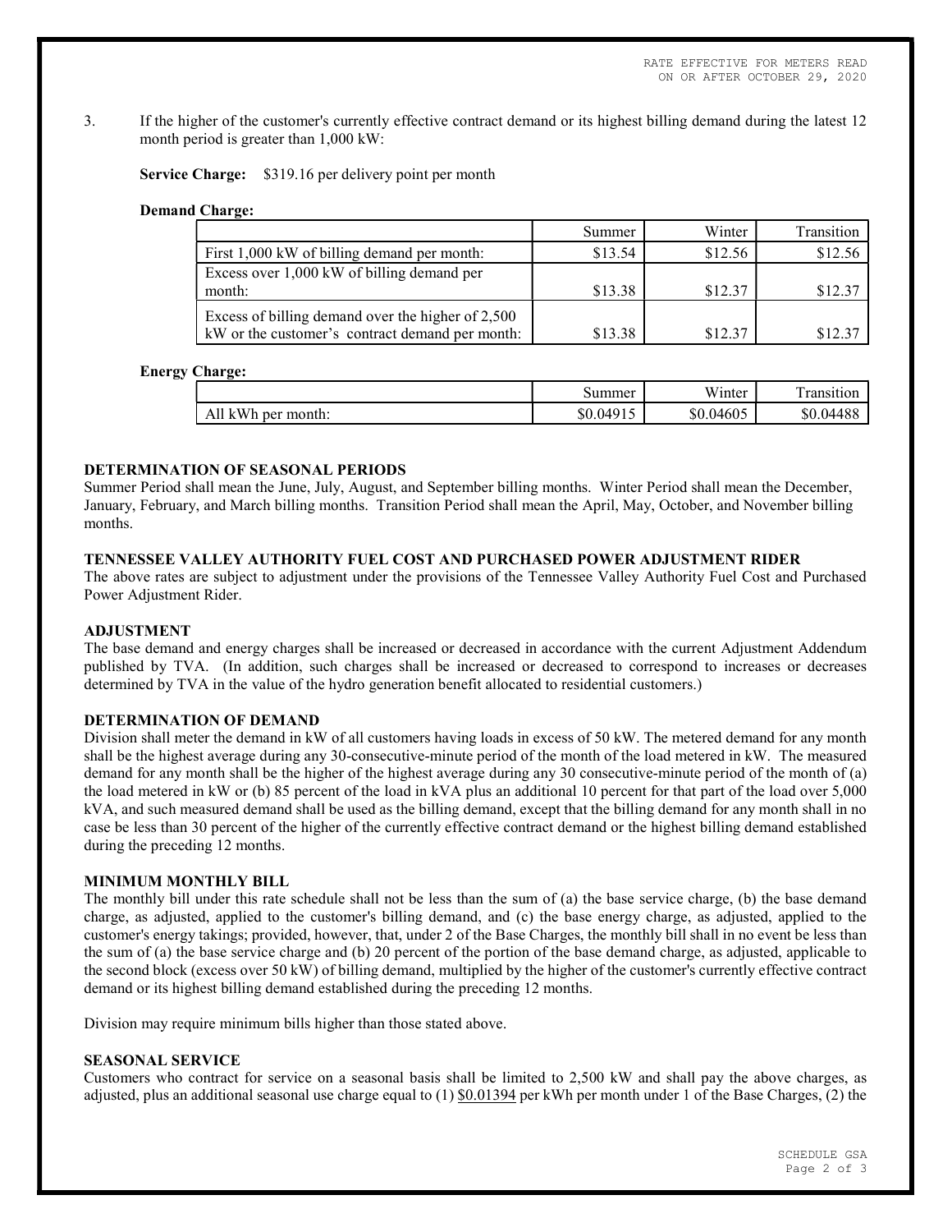RATE EFFECTIVE FOR METERS READ ON OR AFTER OCTOBER 29, 2020

3. If the higher of the customer's currently effective contract demand or its highest billing demand during the latest 12 month period is greater than 1,000 kW:

**Service Charge:** $319.16 per delivery point per month

**Demand Charge:**

| | Summer | Winter | Transition |
|---|---|---|---|
| First 1,000 kW of billing demand per month: | $13.54 | $12.56 | $12.56 |
| Excess over 1,000 kW of billing demand per month: | $13.38 | $12.37 | $12.37 |
| Excess of billing demand over the higher of 2,500 kW or the customer's contract demand per month: | $13.38 | $12.37 | $12.37 |

**Energy Charge:**

| | Summer | Winter | Transition |
|---|---|---|---|
| All kWh per month: | $0.04915 | $0.04605 | $0.04488 |

### DETERMINATION OF SEASONAL PERIODS

Summer Period shall mean the June, July, August, and September billing months. Winter Period shall mean the December, January, February, and March billing months. Transition Period shall mean the April, May, October, and November billing months.

### TENNESSEE VALLEY AUTHORITY FUEL COST AND PURCHASED POWER ADJUSTMENT RIDER

The above rates are subject to adjustment under the provisions of the Tennessee Valley Authority Fuel Cost and Purchased Power Adjustment Rider.

### ADJUSTMENT

The base demand and energy charges shall be increased or decreased in accordance with the current Adjustment Addendum published by TVA. (In addition, such charges shall be increased or decreased to correspond to increases or decreases determined by TVA in the value of the hydro generation benefit allocated to residential customers.)

### DETERMINATION OF DEMAND

Division shall meter the demand in kW of all customers having loads in excess of 50 kW. The metered demand for any month shall be the highest average during any 30-consecutive-minute period of the month of the load metered in kW. The measured demand for any month shall be the higher of the highest average during any 30 consecutive-minute period of the month of (a) the load metered in kW or (b) 85 percent of the load in kVA plus an additional 10 percent for that part of the load over 5,000 kVA, and such measured demand shall be used as the billing demand, except that the billing demand for any month shall in no case be less than 30 percent of the higher of the currently effective contract demand or the highest billing demand established during the preceding 12 months.

### MINIMUM MONTHLY BILL

The monthly bill under this rate schedule shall not be less than the sum of (a) the base service charge, (b) the base demand charge, as adjusted, applied to the customer's billing demand, and (c) the base energy charge, as adjusted, applied to the customer's energy takings; provided, however, that, under 2 of the Base Charges, the monthly bill shall in no event be less than the sum of (a) the base service charge and (b) 20 percent of the portion of the base demand charge, as adjusted, applicable to the second block (excess over 50 kW) of billing demand, multiplied by the higher of the customer's currently effective contract demand or its highest billing demand established during the preceding 12 months.

Division may require minimum bills higher than those stated above.

### SEASONAL SERVICE

Customers who contract for service on a seasonal basis shall be limited to 2,500 kW and shall pay the above charges, as adjusted, plus an additional seasonal use charge equal to (1) $0.01394 per kWh per month under 1 of the Base Charges, (2) the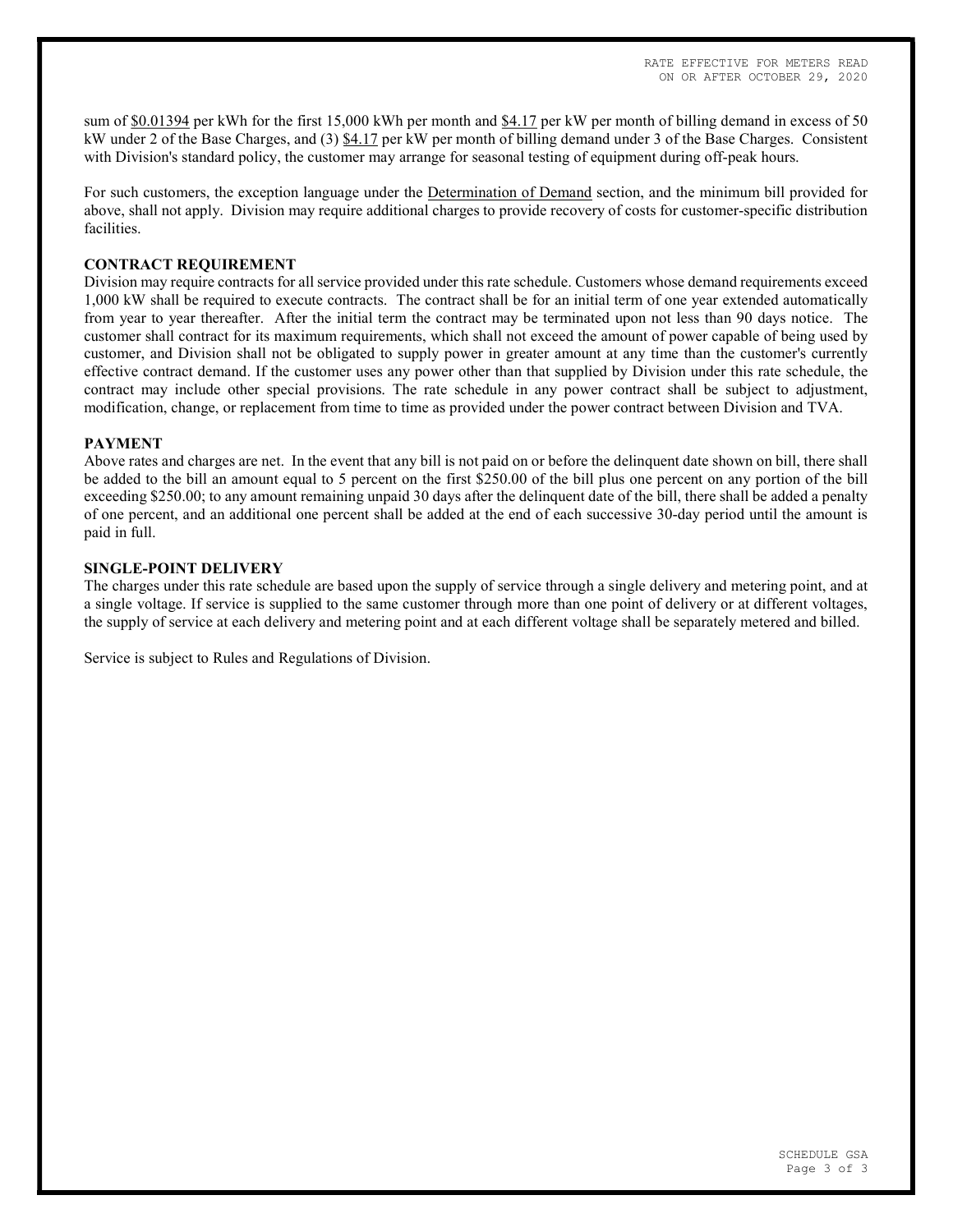sum of $0.01394 per kWh for the first 15,000 kWh per month and $4.17 per kW per month of billing demand in excess of 50 kW under 2 of the Base Charges, and (3) $4.17 per kW per month of billing demand under 3 of the Base Charges. Consistent with Division's standard policy, the customer may arrange for seasonal testing of equipment during off-peak hours.

For such customers, the exception language under the Determination of Demand section, and the minimum bill provided for above, shall not apply. Division may require additional charges to provide recovery of costs for customer-specific distribution facilities.

**CONTRACT REQUIREMENT**

Division may require contracts for all service provided under this rate schedule. Customers whose demand requirements exceed 1,000 kW shall be required to execute contracts. The contract shall be for an initial term of one year extended automatically from year to year thereafter. After the initial term the contract may be terminated upon not less than 90 days notice. The customer shall contract for its maximum requirements, which shall not exceed the amount of power capable of being used by customer, and Division shall not be obligated to supply power in greater amount at any time than the customer's currently effective contract demand. If the customer uses any power other than that supplied by Division under this rate schedule, the contract may include other special provisions. The rate schedule in any power contract shall be subject to adjustment, modification, change, or replacement from time to time as provided under the power contract between Division and TVA.

**PAYMENT**

Above rates and charges are net. In the event that any bill is not paid on or before the delinquent date shown on bill, there shall be added to the bill an amount equal to 5 percent on the first $250.00 of the bill plus one percent on any portion of the bill exceeding $250.00; to any amount remaining unpaid 30 days after the delinquent date of the bill, there shall be added a penalty of one percent, and an additional one percent shall be added at the end of each successive 30-day period until the amount is paid in full.

**SINGLE-POINT DELIVERY**

The charges under this rate schedule are based upon the supply of service through a single delivery and metering point, and at a single voltage. If service is supplied to the same customer through more than one point of delivery or at different voltages, the supply of service at each delivery and metering point and at each different voltage shall be separately metered and billed.

Service is subject to Rules and Regulations of Division.